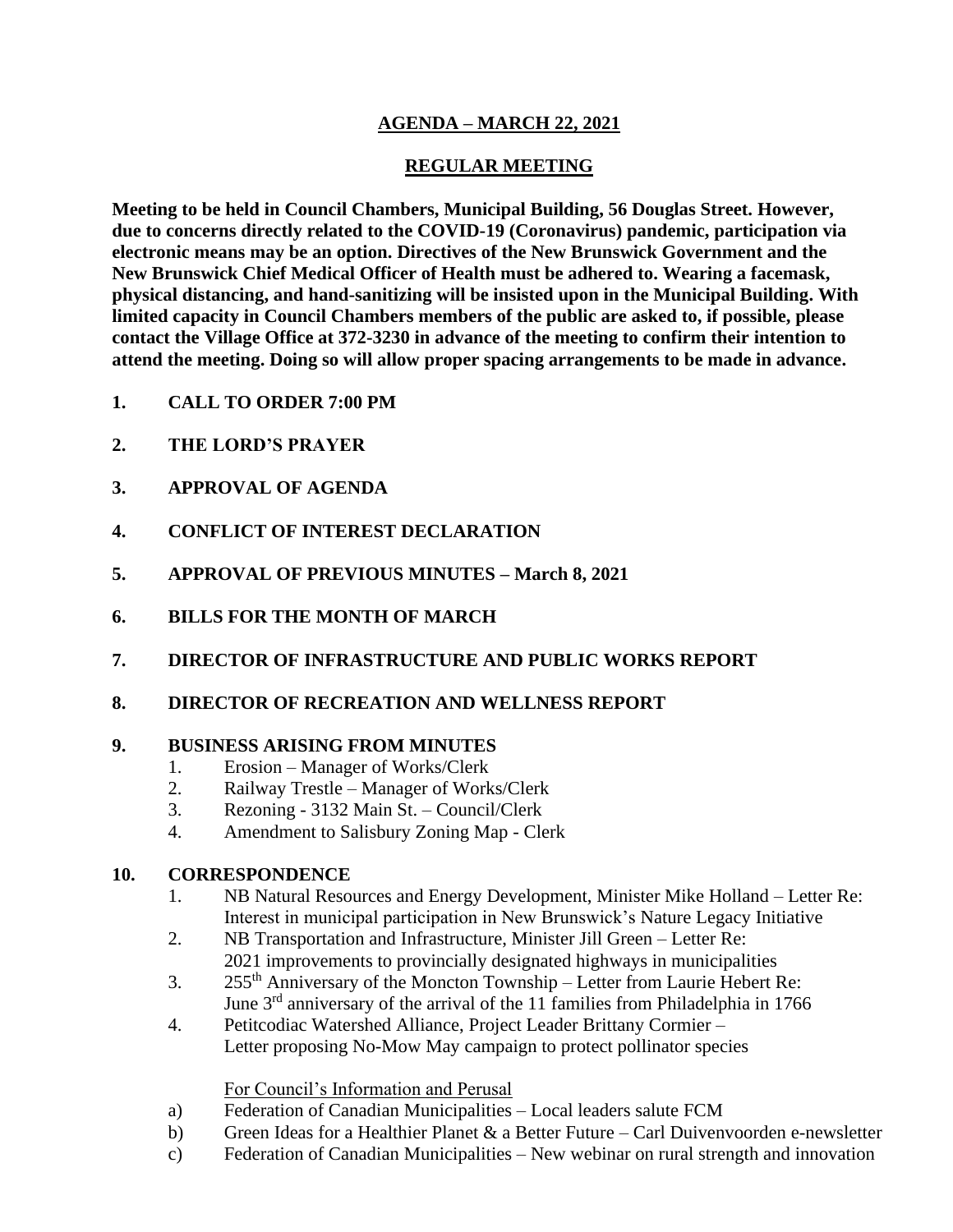## AGENDA – MARCH 22, 2021

## REGULAR MEETING

**Meeting to be held in Council Chambers, Municipal Building, 56 Douglas Street. However, due to concerns directly related to the COVID-19 (Coronavirus) pandemic, participation via electronic means may be an option. Directives of the New Brunswick Government and the New Brunswick Chief Medical Officer of Health must be adhered to. Wearing a facemask, physical distancing, and hand-sanitizing will be insisted upon in the Municipal Building. With limited capacity in Council Chambers members of the public are asked to, if possible, please contact the Village Office at 372-3230 in advance of the meeting to confirm their intention to attend the meeting. Doing so will allow proper spacing arrangements to be made in advance.**

**1. CALL TO ORDER 7:00 PM**

**2. THE LORD'S PRAYER**

**3. APPROVAL OF AGENDA**

**4. CONFLICT OF INTEREST DECLARATION**

**5. APPROVAL OF PREVIOUS MINUTES – March 8, 2021**

**6. BILLS FOR THE MONTH OF MARCH**

**7. DIRECTOR OF INFRASTRUCTURE AND PUBLIC WORKS REPORT**

**8. DIRECTOR OF RECREATION AND WELLNESS REPORT**

**9. BUSINESS ARISING FROM MINUTES**

1. Erosion – Manager of Works/Clerk
2. Railway Trestle – Manager of Works/Clerk
3. Rezoning - 3132 Main St. – Council/Clerk
4. Amendment to Salisbury Zoning Map - Clerk

**10. CORRESPONDENCE**

1. NB Natural Resources and Energy Development, Minister Mike Holland – Letter Re: Interest in municipal participation in New Brunswick's Nature Legacy Initiative
2. NB Transportation and Infrastructure, Minister Jill Green – Letter Re: 2021 improvements to provincially designated highways in municipalities
3. 255th Anniversary of the Moncton Township – Letter from Laurie Hebert Re: June 3rd anniversary of the arrival of the 11 families from Philadelphia in 1766
4. Petitcodiac Watershed Alliance, Project Leader Brittany Cormier – Letter proposing No-Mow May campaign to protect pollinator species

For Council's Information and Perusal

a) Federation of Canadian Municipalities – Local leaders salute FCM
b) Green Ideas for a Healthier Planet & a Better Future – Carl Duivenvoorden e-newsletter
c) Federation of Canadian Municipalities – New webinar on rural strength and innovation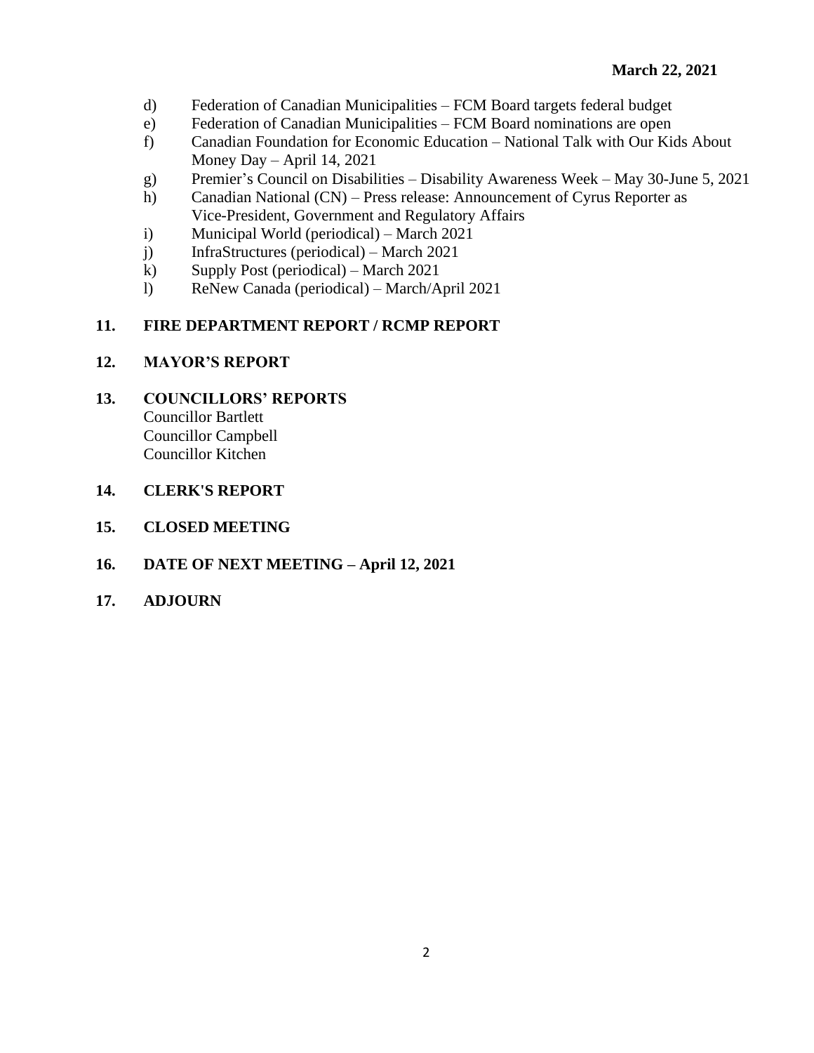**March 22, 2021**

d) Federation of Canadian Municipalities – FCM Board targets federal budget
e) Federation of Canadian Municipalities – FCM Board nominations are open
f) Canadian Foundation for Economic Education – National Talk with Our Kids About Money Day – April 14, 2021
g) Premier's Council on Disabilities – Disability Awareness Week – May 30-June 5, 2021
h) Canadian National (CN) – Press release: Announcement of Cyrus Reporter as Vice-President, Government and Regulatory Affairs
i) Municipal World (periodical) – March 2021
j) InfraStructures (periodical) – March 2021
k) Supply Post (periodical) – March 2021
l) ReNew Canada (periodical) – March/April 2021

**11. FIRE DEPARTMENT REPORT / RCMP REPORT**

**12. MAYOR'S REPORT**

**13. COUNCILLORS' REPORTS**

Councillor Bartlett
Councillor Campbell
Councillor Kitchen

**14. CLERK'S REPORT**

**15. CLOSED MEETING**

**16. DATE OF NEXT MEETING – April 12, 2021**

**17. ADJOURN**